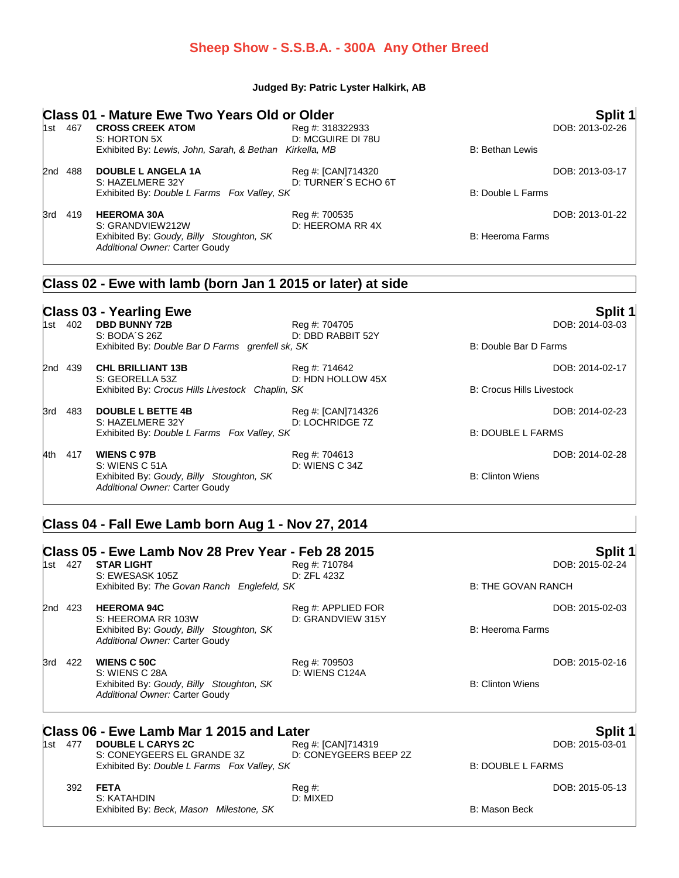# Sheep Show - S.S.B.A. - 300A Any Other Breed

**Judged By: Patric Lyster Halkirk, AB**

## Class 01 - Mature Ewe Two Years Old or Older

**Split 1**

1st 467 **CROSS CREEK ATOM** Reg #: 318322933 DOB: 2013-02-26
S: HORTON 5X D: MCGUIRE DI 78U
Exhibited By: *Lewis, John, Sarah, & Bethan Kirkella, MB* B: Bethan Lewis

2nd 488 **DOUBLE L ANGELA 1A** Reg #: [CAN]714320 DOB: 2013-03-17
S: HAZELMERE 32Y D: TURNER´S ECHO 6T
Exhibited By: *Double L Farms Fox Valley, SK* B: Double L Farms

3rd 419 **HEEROMA 30A** Reg #: 700535 DOB: 2013-01-22
S: GRANDVIEW212W D: HEEROMA RR 4X
Exhibited By: *Goudy, Billy Stoughton, SK* B: Heeroma Farms
*Additional Owner:* Carter Goudy

## Class 02 - Ewe with lamb (born Jan 1 2015 or later) at side

## Class 03 - Yearling Ewe

**Split 1**

1st 402 **DBD BUNNY 72B** Reg #: 704705 DOB: 2014-03-03
S: BODA´S 26Z D: DBD RABBIT 52Y
Exhibited By: *Double Bar D Farms grenfell sk, SK* B: Double Bar D Farms

2nd 439 **CHL BRILLIANT 13B** Reg #: 714642 DOB: 2014-02-17
S: GEORELLA 53Z D: HDN HOLLOW 45X
Exhibited By: *Crocus Hills Livestock Chaplin, SK* B: Crocus Hills Livestock

3rd 483 **DOUBLE L BETTE 4B** Reg #: [CAN]714326 DOB: 2014-02-23
S: HAZELMERE 32Y D: LOCHRIDGE 7Z
Exhibited By: *Double L Farms Fox Valley, SK* B: DOUBLE L FARMS

4th 417 **WIENS C 97B** Reg #: 704613 DOB: 2014-02-28
S: WIENS C 51A D: WIENS C 34Z
Exhibited By: *Goudy, Billy Stoughton, SK* B: Clinton Wiens
*Additional Owner:* Carter Goudy

## Class 04 - Fall Ewe Lamb born Aug 1 - Nov 27, 2014

## Class 05 - Ewe Lamb Nov 28 Prev Year - Feb 28 2015

**Split 1**

1st 427 **STAR LIGHT** Reg #: 710784 DOB: 2015-02-24
S: EWESASK 105Z D: ZFL 423Z
Exhibited By: *The Govan Ranch Englefeld, SK* B: THE GOVAN RANCH

2nd 423 **HEEROMA 94C** Reg #: APPLIED FOR DOB: 2015-02-03
S: HEEROMA RR 103W D: GRANDVIEW 315Y
Exhibited By: *Goudy, Billy Stoughton, SK* B: Heeroma Farms
*Additional Owner:* Carter Goudy

3rd 422 **WIENS C 50C** Reg #: 709503 DOB: 2015-02-16
S: WIENS C 28A D: WIENS C124A
Exhibited By: *Goudy, Billy Stoughton, SK* B: Clinton Wiens
*Additional Owner:* Carter Goudy

## Class 06 - Ewe Lamb Mar 1 2015 and Later

**Split 1**

1st 477 **DOUBLE L CARYS 2C** Reg #: [CAN]714319 DOB: 2015-03-01
S: CONEYGEERS EL GRANDE 3Z D: CONEYGEERS BEEP 2Z
Exhibited By: *Double L Farms Fox Valley, SK* B: DOUBLE L FARMS

392 **FETA** Reg #: DOB: 2015-05-13
S: KATAHDIN D: MIXED
Exhibited By: *Beck, Mason Milestone, SK* B: Mason Beck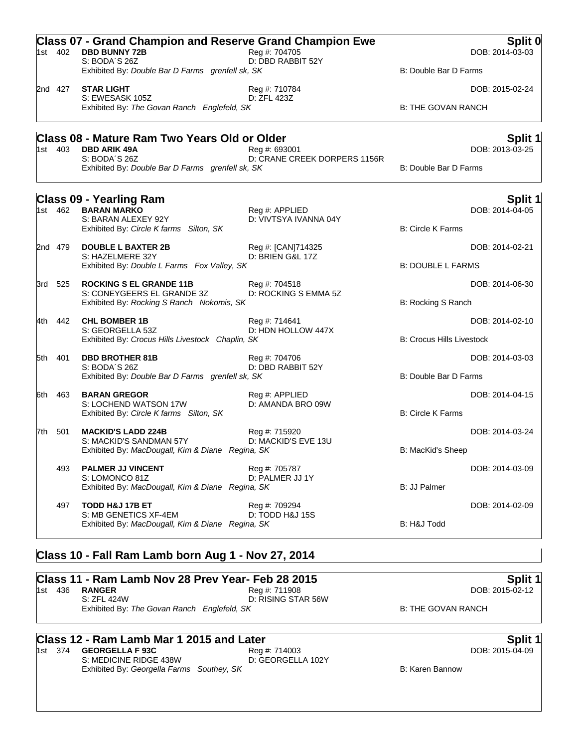## Class 07 - Grand Champion and Reserve Grand Champion Ewe — Split 0

| Place | No. | Name | Reg #/Dam | DOB/Breeder |
|---|---|---|---|---|
| 1st | 402 | **DBD BUNNY 72B** | Reg #: 704705 | DOB: 2014-03-03 |
| | | S: BODA´S 26Z | D: DBD RABBIT 52Y | |
| | | Exhibited By: *Double Bar D Farms grenfell sk, SK* | | B: Double Bar D Farms |
| 2nd | 427 | **STAR LIGHT** | Reg #: 710784 | DOB: 2015-02-24 |
| | | S: EWESASK 105Z | D: ZFL 423Z | |
| | | Exhibited By: *The Govan Ranch Englefeld, SK* | | B: THE GOVAN RANCH |

## Class 08 - Mature Ram Two Years Old or Older — Split 1

| Place | No. | Name | Reg #/Dam | DOB/Breeder |
|---|---|---|---|---|
| 1st | 403 | **DBD ARIK 49A** | Reg #: 693001 | DOB: 2013-03-25 |
| | | S: BODA´S 26Z | D: CRANE CREEK DORPERS 1156R | |
| | | Exhibited By: *Double Bar D Farms grenfell sk, SK* | | B: Double Bar D Farms |

## Class 09 - Yearling Ram — Split 1

| Place | No. | Name | Reg #/Dam | DOB/Breeder |
|---|---|---|---|---|
| 1st | 462 | **BARAN MARKO** | Reg #: APPLIED | DOB: 2014-04-05 |
| | | S: BARAN ALEXEY 92Y | D: VIVTSYA IVANNA 04Y | |
| | | Exhibited By: *Circle K farms Silton, SK* | | B: Circle K Farms |
| 2nd | 479 | **DOUBLE L BAXTER 2B** | Reg #: [CAN]714325 | DOB: 2014-02-21 |
| | | S: HAZELMERE 32Y | D: BRIEN G&L 17Z | |
| | | Exhibited By: *Double L Farms Fox Valley, SK* | | B: DOUBLE L FARMS |
| 3rd | 525 | **ROCKING S EL GRANDE 11B** | Reg #: 704518 | DOB: 2014-06-30 |
| | | S: CONEYGEERS EL GRANDE 3Z | D: ROCKING S EMMA 5Z | |
| | | Exhibited By: *Rocking S Ranch Nokomis, SK* | | B: Rocking S Ranch |
| 4th | 442 | **CHL BOMBER 1B** | Reg #: 714641 | DOB: 2014-02-10 |
| | | S: GEORGELLA 53Z | D: HDN HOLLOW 447X | |
| | | Exhibited By: *Crocus Hills Livestock Chaplin, SK* | | B: Crocus Hills Livestock |
| 5th | 401 | **DBD BROTHER 81B** | Reg #: 704706 | DOB: 2014-03-03 |
| | | S: BODA´S 26Z | D: DBD RABBIT 52Y | |
| | | Exhibited By: *Double Bar D Farms grenfell sk, SK* | | B: Double Bar D Farms |
| 6th | 463 | **BARAN GREGOR** | Reg #: APPLIED | DOB: 2014-04-15 |
| | | S: LOCHEND WATSON 17W | D: AMANDA BRO 09W | |
| | | Exhibited By: *Circle K farms Silton, SK* | | B: Circle K Farms |
| 7th | 501 | **MACKID'S LADD 224B** | Reg #: 715920 | DOB: 2014-03-24 |
| | | S: MACKID'S SANDMAN 57Y | D: MACKID'S EVE 13U | |
| | | Exhibited By: *MacDougall, Kim & Diane Regina, SK* | | B: MacKid's Sheep |
| | 493 | **PALMER JJ VINCENT** | Reg #: 705787 | DOB: 2014-03-09 |
| | | S: LOMONCO 81Z | D: PALMER JJ 1Y | |
| | | Exhibited By: *MacDougall, Kim & Diane Regina, SK* | | B: JJ Palmer |
| | 497 | **TODD H&J 17B ET** | Reg #: 709294 | DOB: 2014-02-09 |
| | | S: MB GENETICS XF-4EM | D: TODD H&J 15S | |
| | | Exhibited By: *MacDougall, Kim & Diane Regina, SK* | | B: H&J Todd |

## Class 10 - Fall Ram Lamb born Aug 1 - Nov 27, 2014

## Class 11 - Ram Lamb Nov 28 Prev Year- Feb 28 2015 — Split 1

| Place | No. | Name | Reg #/Dam | DOB/Breeder |
|---|---|---|---|---|
| 1st | 436 | **RANGER** | Reg #: 711908 | DOB: 2015-02-12 |
| | | S: ZFL 424W | D: RISING STAR 56W | |
| | | Exhibited By: *The Govan Ranch Englefeld, SK* | | B: THE GOVAN RANCH |

## Class 12 - Ram Lamb Mar 1 2015 and Later — Split 1

| Place | No. | Name | Reg #/Dam | DOB/Breeder |
|---|---|---|---|---|
| 1st | 374 | **GEORGELLA F 93C** | Reg #: 714003 | DOB: 2015-04-09 |
| | | S: MEDICINE RIDGE 438W | D: GEORGELLA 102Y | |
| | | Exhibited By: *Georgella Farms Southey, SK* | | B: Karen Bannow |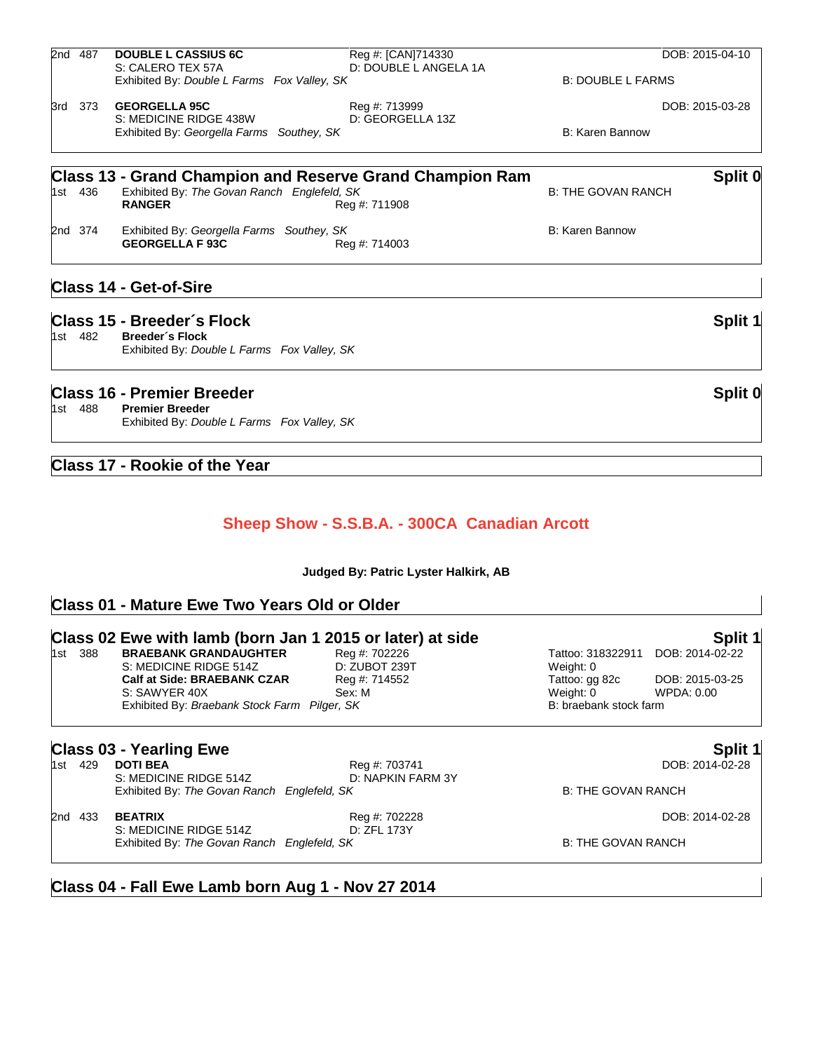2nd 487 **DOUBLE L CASSIUS 6C** Reg #: [CAN]714330 DOB: 2015-04-10
S: CALERO TEX 57A D: DOUBLE L ANGELA 1A
Exhibited By: *Double L Farms Fox Valley, SK* B: DOUBLE L FARMS

3rd 373 **GEORGELLA 95C** Reg #: 713999 DOB: 2015-03-28
S: MEDICINE RIDGE 438W D: GEORGELLA 13Z
Exhibited By: *Georgella Farms Southey, SK* B: Karen Bannow

## Class 13 - Grand Champion and Reserve Grand Champion Ram — Split 0

1st 436 Exhibited By: *The Govan Ranch Englefeld, SK* B: THE GOVAN RANCH
**RANGER** Reg #: 711908

2nd 374 Exhibited By: *Georgella Farms Southey, SK* B: Karen Bannow
**GEORGELLA F 93C** Reg #: 714003

## Class 14 - Get-of-Sire

## Class 15 - Breeder´s Flock — Split 1

1st 482 **Breeder´s Flock**
Exhibited By: *Double L Farms Fox Valley, SK*

## Class 16 - Premier Breeder — Split 0

1st 488 **Premier Breeder**
Exhibited By: *Double L Farms Fox Valley, SK*

## Class 17 - Rookie of the Year

# Sheep Show - S.S.B.A. - 300CA Canadian Arcott

**Judged By: Patric Lyster Halkirk, AB**

## Class 01 - Mature Ewe Two Years Old or Older

## Class 02 Ewe with lamb (born Jan 1 2015 or later) at side — Split 1

1st 388 **BRAEBANK GRANDAUGHTER** Reg #: 702226 Tattoo: 318322911 DOB: 2014-02-22
S: MEDICINE RIDGE 514Z D: ZUBOT 239T Weight: 0
**Calf at Side: BRAEBANK CZAR** Reg #: 714552 Tattoo: gg 82c DOB: 2015-03-25
S: SAWYER 40X Sex: M Weight: 0 WPDA: 0.00
Exhibited By: *Braebank Stock Farm Pilger, SK* B: braebank stock farm

## Class 03 - Yearling Ewe — Split 1

1st 429 **DOTI BEA** Reg #: 703741 DOB: 2014-02-28
S: MEDICINE RIDGE 514Z D: NAPKIN FARM 3Y
Exhibited By: *The Govan Ranch Englefeld, SK* B: THE GOVAN RANCH

2nd 433 **BEATRIX** Reg #: 702228 DOB: 2014-02-28
S: MEDICINE RIDGE 514Z D: ZFL 173Y
Exhibited By: *The Govan Ranch Englefeld, SK* B: THE GOVAN RANCH

## Class 04 - Fall Ewe Lamb born Aug 1 - Nov 27 2014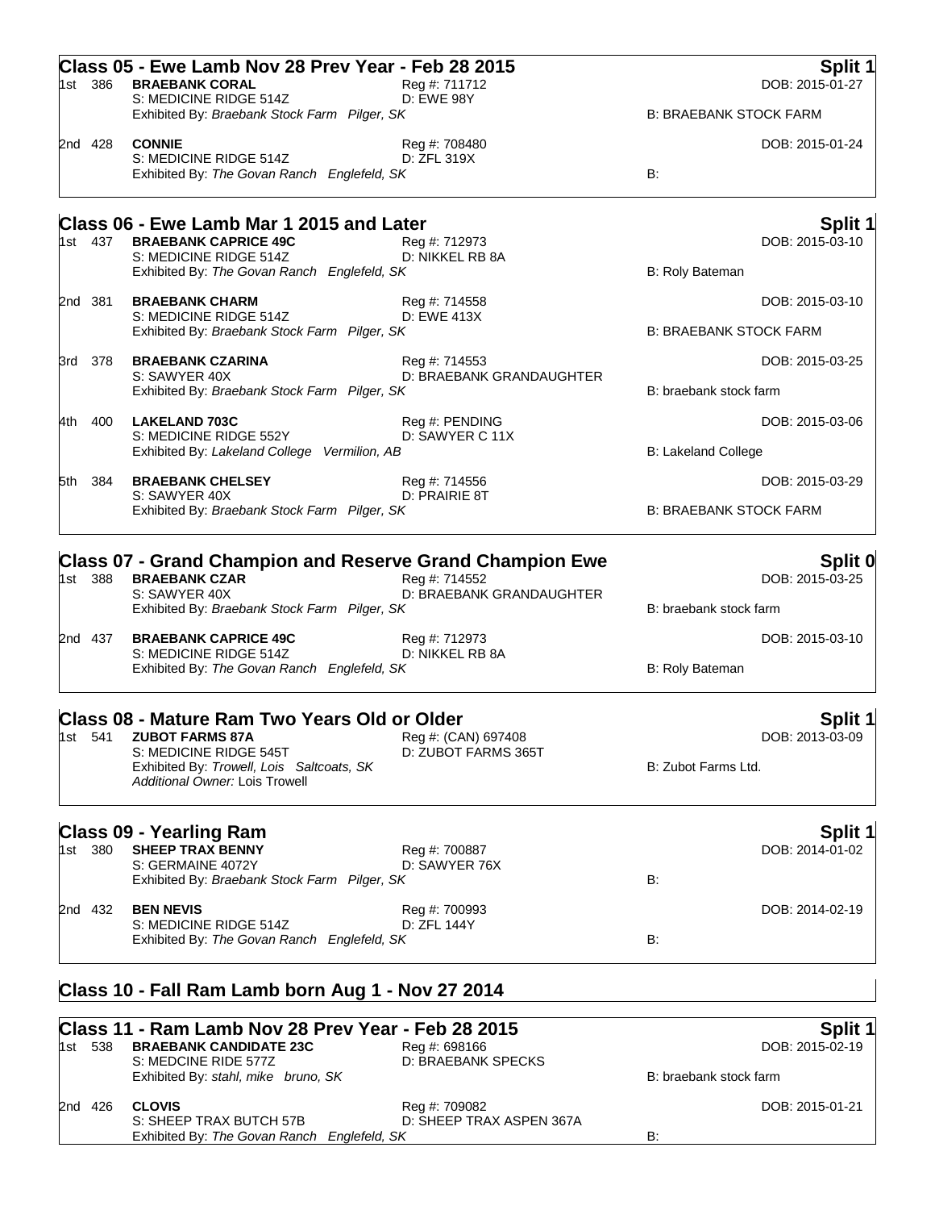## Class 05 - Ewe Lamb Nov 28 Prev Year - Feb 28 2015

**Split 1**

1st 386 **BRAEBANK CORAL** Reg #: 711712 DOB: 2015-01-27
S: MEDICINE RIDGE 514Z D: EWE 98Y
Exhibited By: *Braebank Stock Farm Pilger, SK* B: BRAEBANK STOCK FARM

2nd 428 **CONNIE** Reg #: 708480 DOB: 2015-01-24
S: MEDICINE RIDGE 514Z D: ZFL 319X
Exhibited By: *The Govan Ranch Englefeld, SK* B:

## Class 06 - Ewe Lamb Mar 1 2015 and Later

**Split 1**

1st 437 **BRAEBANK CAPRICE 49C** Reg #: 712973 DOB: 2015-03-10
S: MEDICINE RIDGE 514Z D: NIKKEL RB 8A
Exhibited By: *The Govan Ranch Englefeld, SK* B: Roly Bateman

2nd 381 **BRAEBANK CHARM** Reg #: 714558 DOB: 2015-03-10
S: MEDICINE RIDGE 514Z D: EWE 413X
Exhibited By: *Braebank Stock Farm Pilger, SK* B: BRAEBANK STOCK FARM

3rd 378 **BRAEBANK CZARINA** Reg #: 714553 DOB: 2015-03-25
S: SAWYER 40X D: BRAEBANK GRANDAUGHTER
Exhibited By: *Braebank Stock Farm Pilger, SK* B: braebank stock farm

4th 400 **LAKELAND 703C** Reg #: PENDING DOB: 2015-03-06
S: MEDICINE RIDGE 552Y D: SAWYER C 11X
Exhibited By: *Lakeland College Vermilion, AB* B: Lakeland College

5th 384 **BRAEBANK CHELSEY** Reg #: 714556 DOB: 2015-03-29
S: SAWYER 40X D: PRAIRIE 8T
Exhibited By: *Braebank Stock Farm Pilger, SK* B: BRAEBANK STOCK FARM

## Class 07 - Grand Champion and Reserve Grand Champion Ewe

**Split 0**

1st 388 **BRAEBANK CZAR** Reg #: 714552 DOB: 2015-03-25
S: SAWYER 40X D: BRAEBANK GRANDAUGHTER
Exhibited By: *Braebank Stock Farm Pilger, SK* B: braebank stock farm

2nd 437 **BRAEBANK CAPRICE 49C** Reg #: 712973 DOB: 2015-03-10
S: MEDICINE RIDGE 514Z D: NIKKEL RB 8A
Exhibited By: *The Govan Ranch Englefeld, SK* B: Roly Bateman

## Class 08 - Mature Ram Two Years Old or Older

**Split 1**

1st 541 **ZUBOT FARMS 87A** Reg #: (CAN) 697408 DOB: 2013-03-09
S: MEDICINE RIDGE 545T D: ZUBOT FARMS 365T
Exhibited By: *Trowell, Lois Saltcoats, SK* B: Zubot Farms Ltd.
*Additional Owner:* Lois Trowell

## Class 09 - Yearling Ram

**Split 1**

1st 380 **SHEEP TRAX BENNY** Reg #: 700887 DOB: 2014-01-02
S: GERMAINE 4072Y D: SAWYER 76X
Exhibited By: *Braebank Stock Farm Pilger, SK* B:

2nd 432 **BEN NEVIS** Reg #: 700993 DOB: 2014-02-19
S: MEDICINE RIDGE 514Z D: ZFL 144Y
Exhibited By: *The Govan Ranch Englefeld, SK* B:

## Class 10 - Fall Ram Lamb born Aug 1 - Nov 27 2014

## Class 11 - Ram Lamb Nov 28 Prev Year - Feb 28 2015

**Split 1**

1st 538 **BRAEBANK CANDIDATE 23C** Reg #: 698166 DOB: 2015-02-19
S: MEDCINE RIDE 577Z D: BRAEBANK SPECKS
Exhibited By: *stahl, mike bruno, SK* B: braebank stock farm

2nd 426 **CLOVIS** Reg #: 709082 DOB: 2015-01-21
S: SHEEP TRAX BUTCH 57B D: SHEEP TRAX ASPEN 367A
Exhibited By: *The Govan Ranch Englefeld, SK* B: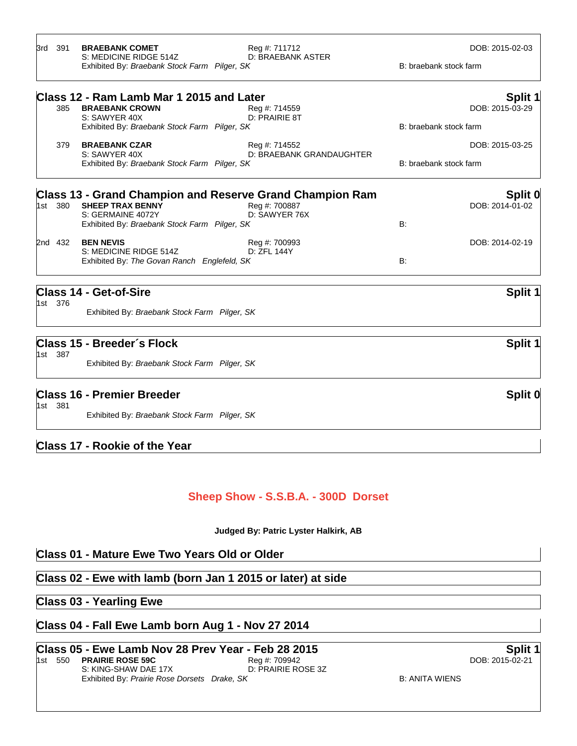3rd 391 **BRAEBANK COMET** Reg #: 711712 DOB: 2015-02-03
S: MEDICINE RIDGE 514Z D: BRAEBANK ASTER
Exhibited By: *Braebank Stock Farm Pilger, SK* B: braebank stock farm

## Class 12 - Ram Lamb Mar 1 2015 and Later — Split 1

385 **BRAEBANK CROWN** Reg #: 714559 DOB: 2015-03-29
S: SAWYER 40X D: PRAIRIE 8T
Exhibited By: *Braebank Stock Farm Pilger, SK* B: braebank stock farm

379 **BRAEBANK CZAR** Reg #: 714552 DOB: 2015-03-25
S: SAWYER 40X D: BRAEBANK GRANDAUGHTER
Exhibited By: *Braebank Stock Farm Pilger, SK* B: braebank stock farm

## Class 13 - Grand Champion and Reserve Grand Champion Ram — Split 0

1st 380 **SHEEP TRAX BENNY** Reg #: 700887 DOB: 2014-01-02
S: GERMAINE 4072Y D: SAWYER 76X
Exhibited By: *Braebank Stock Farm Pilger, SK* B:

2nd 432 **BEN NEVIS** Reg #: 700993 DOB: 2014-02-19
S: MEDICINE RIDGE 514Z D: ZFL 144Y
Exhibited By: *The Govan Ranch Englefeld, SK* B:

## Class 14 - Get-of-Sire — Split 1

1st 376
Exhibited By: *Braebank Stock Farm Pilger, SK*

## Class 15 - Breeder´s Flock — Split 1

1st 387
Exhibited By: *Braebank Stock Farm Pilger, SK*

## Class 16 - Premier Breeder — Split 0

1st 381
Exhibited By: *Braebank Stock Farm Pilger, SK*

## Class 17 - Rookie of the Year

# Sheep Show - S.S.B.A. - 300D Dorset

**Judged By: Patric Lyster Halkirk, AB**

## Class 01 - Mature Ewe Two Years Old or Older

## Class 02 - Ewe with lamb (born Jan 1 2015 or later) at side

## Class 03 - Yearling Ewe

## Class 04 - Fall Ewe Lamb born Aug 1 - Nov 27 2014

## Class 05 - Ewe Lamb Nov 28 Prev Year - Feb 28 2015 — Split 1

1st 550 **PRAIRIE ROSE 59C** Reg #: 709942 DOB: 2015-02-21
S: KING-SHAW DAE 17X D: PRAIRIE ROSE 3Z
Exhibited By: *Prairie Rose Dorsets Drake, SK* B: ANITA WIENS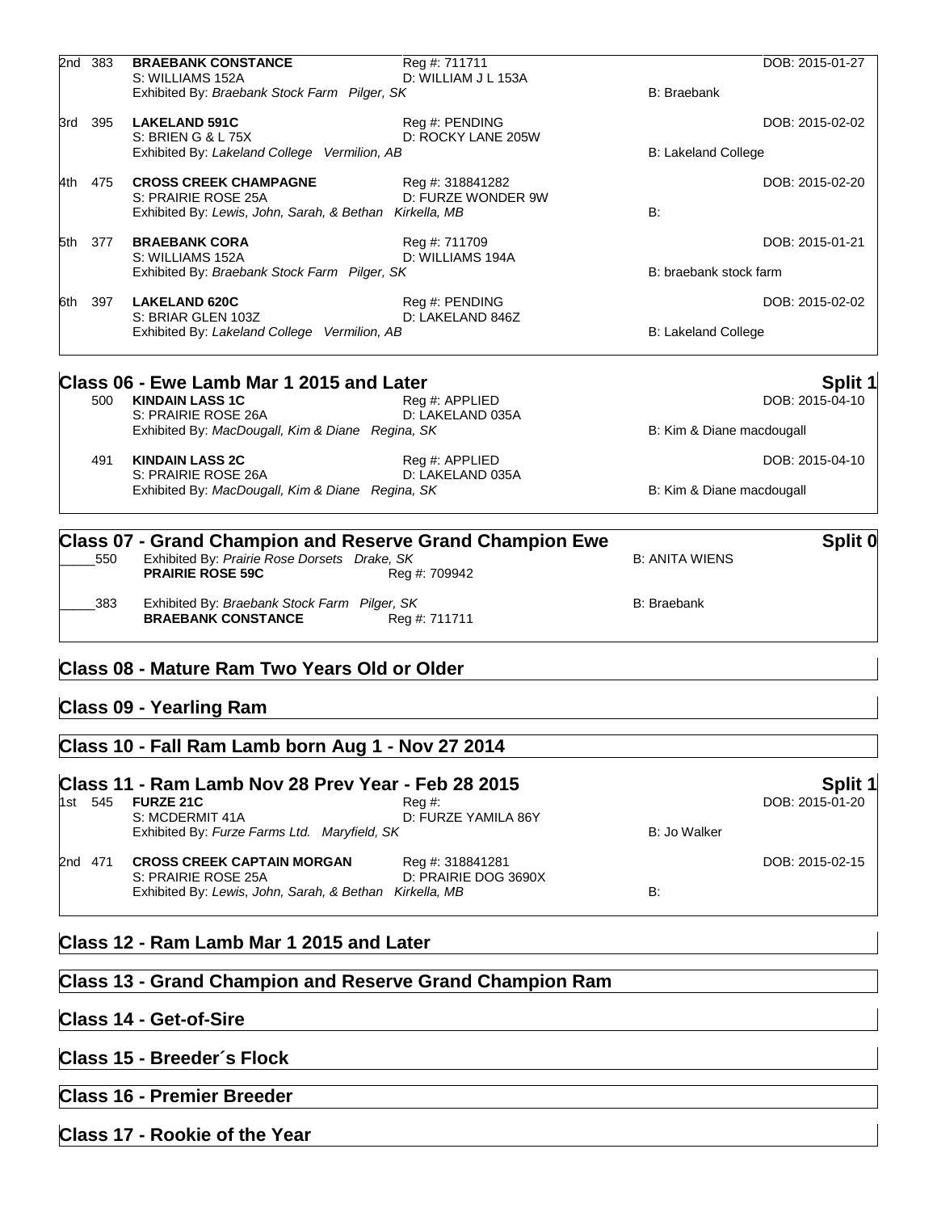| Place | No. | Name | Reg #: | | DOB |
|---|---|---|---|---|---|
| 2nd | 383 | **BRAEBANK CONSTANCE** | Reg #: 711711 | | DOB: 2015-01-27 |
| | | S: WILLIAMS 152A | D: WILLIAM J L 153A | | |
| | | Exhibited By: *Braebank Stock Farm Pilger, SK* | | B: Braebank | |
| 3rd | 395 | **LAKELAND 591C** | Reg #: PENDING | | DOB: 2015-02-02 |
| | | S: BRIEN G & L 75X | D: ROCKY LANE 205W | | |
| | | Exhibited By: *Lakeland College Vermilion, AB* | | B: Lakeland College | |
| 4th | 475 | **CROSS CREEK CHAMPAGNE** | Reg #: 318841282 | | DOB: 2015-02-20 |
| | | S: PRAIRIE ROSE 25A | D: FURZE WONDER 9W | | |
| | | Exhibited By: *Lewis, John, Sarah, & Bethan Kirkella, MB* | | B: | |
| 5th | 377 | **BRAEBANK CORA** | Reg #: 711709 | | DOB: 2015-01-21 |
| | | S: WILLIAMS 152A | D: WILLIAMS 194A | | |
| | | Exhibited By: *Braebank Stock Farm Pilger, SK* | | B: braebank stock farm | |
| 6th | 397 | **LAKELAND 620C** | Reg #: PENDING | | DOB: 2015-02-02 |
| | | S: BRIAR GLEN 103Z | D: LAKELAND 846Z | | |
| | | Exhibited By: *Lakeland College Vermilion, AB* | | B: Lakeland College | |

## Class 06 - Ewe Lamb Mar 1 2015 and Later — Split 1

| No. | Name | Reg #: | | DOB |
|---|---|---|---|---|
| 500 | **KINDAIN LASS 1C** | Reg #: APPLIED | | DOB: 2015-04-10 |
| | S: PRAIRIE ROSE 26A | D: LAKELAND 035A | | |
| | Exhibited By: *MacDougall, Kim & Diane Regina, SK* | | B: Kim & Diane macdougall | |
| 491 | **KINDAIN LASS 2C** | Reg #: APPLIED | | DOB: 2015-04-10 |
| | S: PRAIRIE ROSE 26A | D: LAKELAND 035A | | |
| | Exhibited By: *MacDougall, Kim & Diane Regina, SK* | | B: Kim & Diane macdougall | |

## Class 07 - Grand Champion and Reserve Grand Champion Ewe — Split 0

| No. | Exhibitor / Name | Reg #: | Breeder |
|---|---|---|---|
| _____550 | Exhibited By: *Prairie Rose Dorsets Drake, SK* | | B: ANITA WIENS |
| | **PRAIRIE ROSE 59C** | Reg #: 709942 | |
| _____383 | Exhibited By: *Braebank Stock Farm Pilger, SK* | | B: Braebank |
| | **BRAEBANK CONSTANCE** | Reg #: 711711 | |

## Class 08 - Mature Ram Two Years Old or Older

## Class 09 - Yearling Ram

## Class 10 - Fall Ram Lamb born Aug 1 - Nov 27 2014

## Class 11 - Ram Lamb Nov 28 Prev Year - Feb 28 2015 — Split 1

| Place | No. | Name | Reg #: | | DOB |
|---|---|---|---|---|---|
| 1st | 545 | **FURZE 21C** | Reg #: | | DOB: 2015-01-20 |
| | | S: MCDERMIT 41A | D: FURZE YAMILA 86Y | | |
| | | Exhibited By: *Furze Farms Ltd. Maryfield, SK* | | B: Jo Walker | |
| 2nd | 471 | **CROSS CREEK CAPTAIN MORGAN** | Reg #: 318841281 | | DOB: 2015-02-15 |
| | | S: PRAIRIE ROSE 25A | D: PRAIRIE DOG 3690X | | |
| | | Exhibited By: *Lewis, John, Sarah, & Bethan Kirkella, MB* | | B: | |

## Class 12 - Ram Lamb Mar 1 2015 and Later

## Class 13 - Grand Champion and Reserve Grand Champion Ram

## Class 14 - Get-of-Sire

## Class 15 - Breeder´s Flock

## Class 16 - Premier Breeder

## Class 17 - Rookie of the Year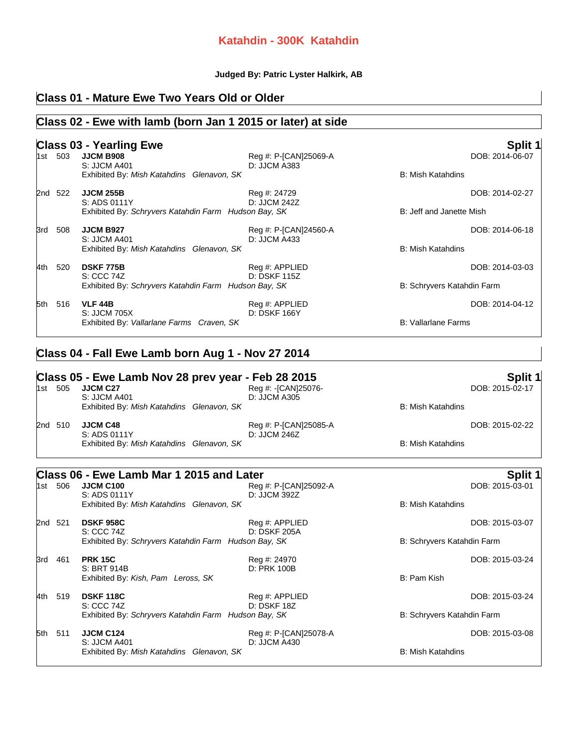# Katahdin - 300K Katahdin

**Judged By: Patric Lyster Halkirk, AB**

## Class 01 - Mature Ewe Two Years Old or Older

## Class 02 - Ewe with lamb (born Jan 1 2015 or later) at side

## Class 03 - Yearling Ewe

**Split 1**

| Place | No. | Animal | Reg # | DOB | Breeder |
|---|---|---|---|---|---|
| 1st | 503 | **JJCM B908**<br>S: JJCM A401<br>Exhibited By: *Mish Katahdins Glenavon, SK* | Reg #: P-[CAN]25069-A<br>D: JJCM A383 | DOB: 2014-06-07 | B: Mish Katahdins |
| 2nd | 522 | **JJCM 255B**<br>S: ADS 0111Y<br>Exhibited By: *Schryvers Katahdin Farm Hudson Bay, SK* | Reg #: 24729<br>D: JJCM 242Z | DOB: 2014-02-27 | B: Jeff and Janette Mish |
| 3rd | 508 | **JJCM B927**<br>S: JJCM A401<br>Exhibited By: *Mish Katahdins Glenavon, SK* | Reg #: P-[CAN]24560-A<br>D: JJCM A433 | DOB: 2014-06-18 | B: Mish Katahdins |
| 4th | 520 | **DSKF 775B**<br>S: CCC 74Z<br>Exhibited By: *Schryvers Katahdin Farm Hudson Bay, SK* | Reg #: APPLIED<br>D: DSKF 115Z | DOB: 2014-03-03 | B: Schryvers Katahdin Farm |
| 5th | 516 | **VLF 44B**<br>S: JJCM 705X<br>Exhibited By: *Vallarlane Farms Craven, SK* | Reg #: APPLIED<br>D: DSKF 166Y | DOB: 2014-04-12 | B: Vallarlane Farms |

## Class 04 - Fall Ewe Lamb born Aug 1 - Nov 27 2014

## Class 05 - Ewe Lamb Nov 28 prev year - Feb 28 2015

**Split 1**

| Place | No. | Animal | Reg # | DOB | Breeder |
|---|---|---|---|---|---|
| 1st | 505 | **JJCM C27**<br>S: JJCM A401<br>Exhibited By: *Mish Katahdins Glenavon, SK* | Reg #: -[CAN]25076-<br>D: JJCM A305 | DOB: 2015-02-17 | B: Mish Katahdins |
| 2nd | 510 | **JJCM C48**<br>S: ADS 0111Y<br>Exhibited By: *Mish Katahdins Glenavon, SK* | Reg #: P-[CAN]25085-A<br>D: JJCM 246Z | DOB: 2015-02-22 | B: Mish Katahdins |

## Class 06 - Ewe Lamb Mar 1 2015 and Later

**Split 1**

| Place | No. | Animal | Reg # | DOB | Breeder |
|---|---|---|---|---|---|
| 1st | 506 | **JJCM C100**<br>S: ADS 0111Y<br>Exhibited By: *Mish Katahdins Glenavon, SK* | Reg #: P-[CAN]25092-A<br>D: JJCM 392Z | DOB: 2015-03-01 | B: Mish Katahdins |
| 2nd | 521 | **DSKF 958C**<br>S: CCC 74Z<br>Exhibited By: *Schryvers Katahdin Farm Hudson Bay, SK* | Reg #: APPLIED<br>D: DSKF 205A | DOB: 2015-03-07 | B: Schryvers Katahdin Farm |
| 3rd | 461 | **PRK 15C**<br>S: BRT 914B<br>Exhibited By: *Kish, Pam Leross, SK* | Reg #: 24970<br>D: PRK 100B | DOB: 2015-03-24 | B: Pam Kish |
| 4th | 519 | **DSKF 118C**<br>S: CCC 74Z<br>Exhibited By: *Schryvers Katahdin Farm Hudson Bay, SK* | Reg #: APPLIED<br>D: DSKF 18Z | DOB: 2015-03-24 | B: Schryvers Katahdin Farm |
| 5th | 511 | **JJCM C124**<br>S: JJCM A401<br>Exhibited By: *Mish Katahdins Glenavon, SK* | Reg #: P-[CAN]25078-A<br>D: JJCM A430 | DOB: 2015-03-08 | B: Mish Katahdins |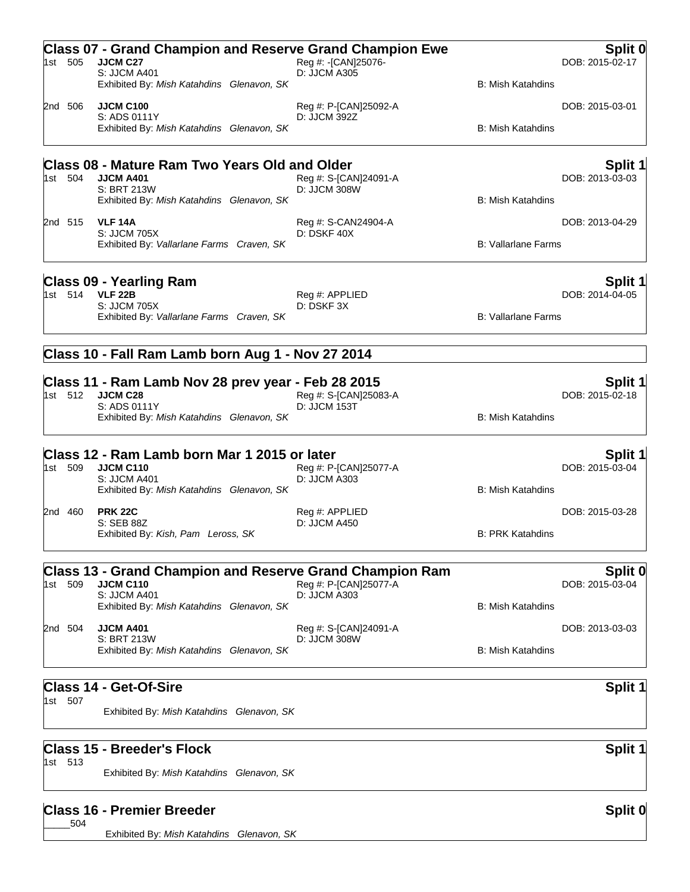## Class 07 - Grand Champion and Reserve Grand Champion Ewe — Split 0

1st 505 **JJCM C27** — Reg #: -[CAN]25076- — DOB: 2015-02-17
S: JJCM A401 — D: JJCM A305
Exhibited By: *Mish Katahdins Glenavon, SK* — B: Mish Katahdins

2nd 506 **JJCM C100** — Reg #: P-[CAN]25092-A — DOB: 2015-03-01
S: ADS 0111Y — D: JJCM 392Z
Exhibited By: *Mish Katahdins Glenavon, SK* — B: Mish Katahdins

## Class 08 - Mature Ram Two Years Old and Older — Split 1

1st 504 **JJCM A401** — Reg #: S-[CAN]24091-A — DOB: 2013-03-03
S: BRT 213W — D: JJCM 308W
Exhibited By: *Mish Katahdins Glenavon, SK* — B: Mish Katahdins

2nd 515 **VLF 14A** — Reg #: S-CAN24904-A — DOB: 2013-04-29
S: JJCM 705X — D: DSKF 40X
Exhibited By: *Vallarlane Farms Craven, SK* — B: Vallarlane Farms

## Class 09 - Yearling Ram — Split 1

1st 514 **VLF 22B** — Reg #: APPLIED — DOB: 2014-04-05
S: JJCM 705X — D: DSKF 3X
Exhibited By: *Vallarlane Farms Craven, SK* — B: Vallarlane Farms

## Class 10 - Fall Ram Lamb born Aug 1 - Nov 27 2014

## Class 11 - Ram Lamb Nov 28 prev year - Feb 28 2015 — Split 1

1st 512 **JJCM C28** — Reg #: S-[CAN]25083-A — DOB: 2015-02-18
S: ADS 0111Y — D: JJCM 153T
Exhibited By: *Mish Katahdins Glenavon, SK* — B: Mish Katahdins

## Class 12 - Ram Lamb born Mar 1 2015 or later — Split 1

1st 509 **JJCM C110** — Reg #: P-[CAN]25077-A — DOB: 2015-03-04
S: JJCM A401 — D: JJCM A303
Exhibited By: *Mish Katahdins Glenavon, SK* — B: Mish Katahdins

2nd 460 **PRK 22C** — Reg #: APPLIED — DOB: 2015-03-28
S: SEB 88Z — D: JJCM A450
Exhibited By: *Kish, Pam Leross, SK* — B: PRK Katahdins

## Class 13 - Grand Champion and Reserve Grand Champion Ram — Split 0

1st 509 **JJCM C110** — Reg #: P-[CAN]25077-A — DOB: 2015-03-04
S: JJCM A401 — D: JJCM A303
Exhibited By: *Mish Katahdins Glenavon, SK* — B: Mish Katahdins

2nd 504 **JJCM A401** — Reg #: S-[CAN]24091-A — DOB: 2013-03-03
S: BRT 213W — D: JJCM 308W
Exhibited By: *Mish Katahdins Glenavon, SK* — B: Mish Katahdins

## Class 14 - Get-Of-Sire — Split 1

1st 507
Exhibited By: *Mish Katahdins Glenavon, SK*

## Class 15 - Breeder's Flock — Split 1

1st 513
Exhibited By: *Mish Katahdins Glenavon, SK*

## Class 16 - Premier Breeder — Split 0

_____504
Exhibited By: *Mish Katahdins Glenavon, SK*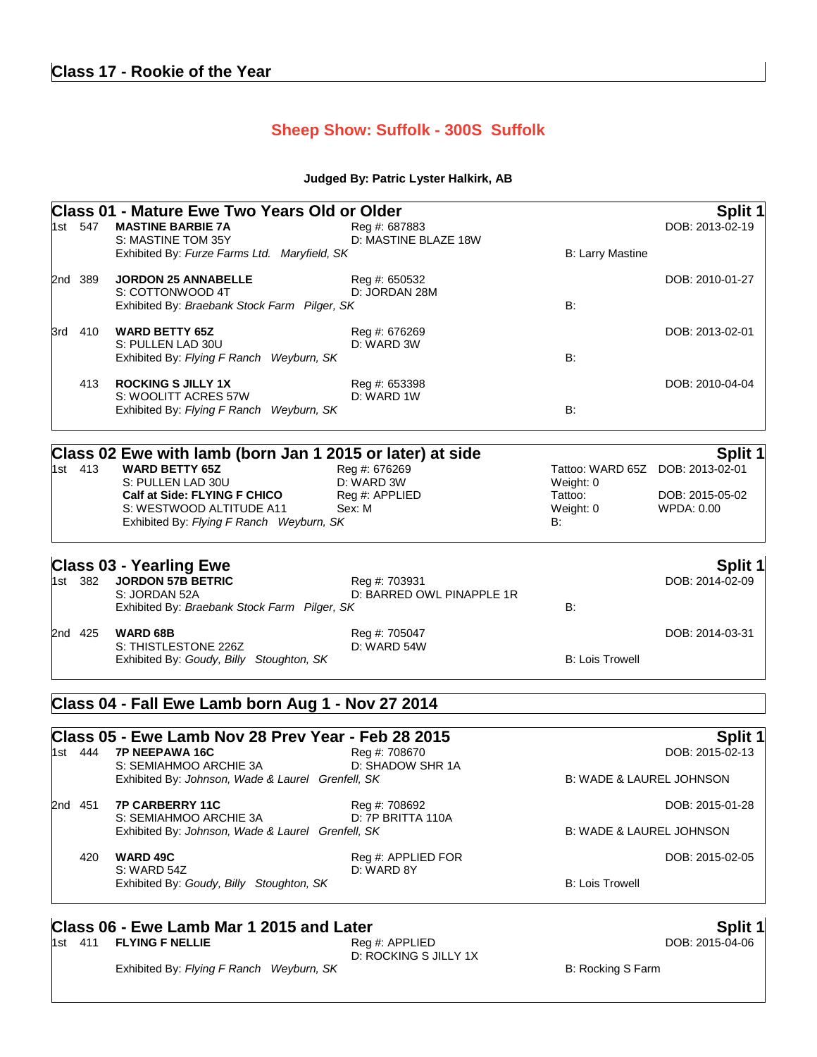## Class 17 - Rookie of the Year

# Sheep Show: Suffolk - 300S Suffolk

**Judged By: Patric Lyster Halkirk, AB**

### Class 01 - Mature Ewe Two Years Old or Older — Split 1

1st 547 **MASTINE BARBIE 7A** — Reg #: 687883 — DOB: 2013-02-19
S: MASTINE TOM 35Y — D: MASTINE BLAZE 18W
Exhibited By: *Furze Farms Ltd. Maryfield, SK* — B: Larry Mastine

2nd 389 **JORDON 25 ANNABELLE** — Reg #: 650532 — DOB: 2010-01-27
S: COTTONWOOD 4T — D: JORDAN 28M
Exhibited By: *Braebank Stock Farm Pilger, SK* — B:

3rd 410 **WARD BETTY 65Z** — Reg #: 676269 — DOB: 2013-02-01
S: PULLEN LAD 30U — D: WARD 3W
Exhibited By: *Flying F Ranch Weyburn, SK* — B:

413 **ROCKING S JILLY 1X** — Reg #: 653398 — DOB: 2010-04-04
S: WOOLITT ACRES 57W — D: WARD 1W
Exhibited By: *Flying F Ranch Weyburn, SK* — B:

### Class 02 Ewe with lamb (born Jan 1 2015 or later) at side — Split 1

1st 413 **WARD BETTY 65Z** — Reg #: 676269 — Tattoo: WARD 65Z — DOB: 2013-02-01
S: PULLEN LAD 30U — D: WARD 3W — Weight: 0
**Calf at Side: FLYING F CHICO** — Reg #: APPLIED — Tattoo: — DOB: 2015-05-02
S: WESTWOOD ALTITUDE A11 — Sex: M — Weight: 0 — WPDA: 0.00
Exhibited By: *Flying F Ranch Weyburn, SK* — B:

### Class 03 - Yearling Ewe — Split 1

1st 382 **JORDON 57B BETRIC** — Reg #: 703931 — DOB: 2014-02-09
S: JORDAN 52A — D: BARRED OWL PINAPPLE 1R
Exhibited By: *Braebank Stock Farm Pilger, SK* — B:

2nd 425 **WARD 68B** — Reg #: 705047 — DOB: 2014-03-31
S: THISTLESTONE 226Z — D: WARD 54W
Exhibited By: *Goudy, Billy Stoughton, SK* — B: Lois Trowell

### Class 04 - Fall Ewe Lamb born Aug 1 - Nov 27 2014

### Class 05 - Ewe Lamb Nov 28 Prev Year - Feb 28 2015 — Split 1

1st 444 **7P NEEPAWA 16C** — Reg #: 708670 — DOB: 2015-02-13
S: SEMIAHMOO ARCHIE 3A — D: SHADOW SHR 1A
Exhibited By: *Johnson, Wade & Laurel Grenfell, SK* — B: WADE & LAUREL JOHNSON

2nd 451 **7P CARBERRY 11C** — Reg #: 708692 — DOB: 2015-01-28
S: SEMIAHMOO ARCHIE 3A — D: 7P BRITTA 110A
Exhibited By: *Johnson, Wade & Laurel Grenfell, SK* — B: WADE & LAUREL JOHNSON

420 **WARD 49C** — Reg #: APPLIED FOR — DOB: 2015-02-05
S: WARD 54Z — D: WARD 8Y
Exhibited By: *Goudy, Billy Stoughton, SK* — B: Lois Trowell

### Class 06 - Ewe Lamb Mar 1 2015 and Later — Split 1

1st 411 **FLYING F NELLIE** — Reg #: APPLIED — DOB: 2015-04-06
D: ROCKING S JILLY 1X
Exhibited By: *Flying F Ranch Weyburn, SK* — B: Rocking S Farm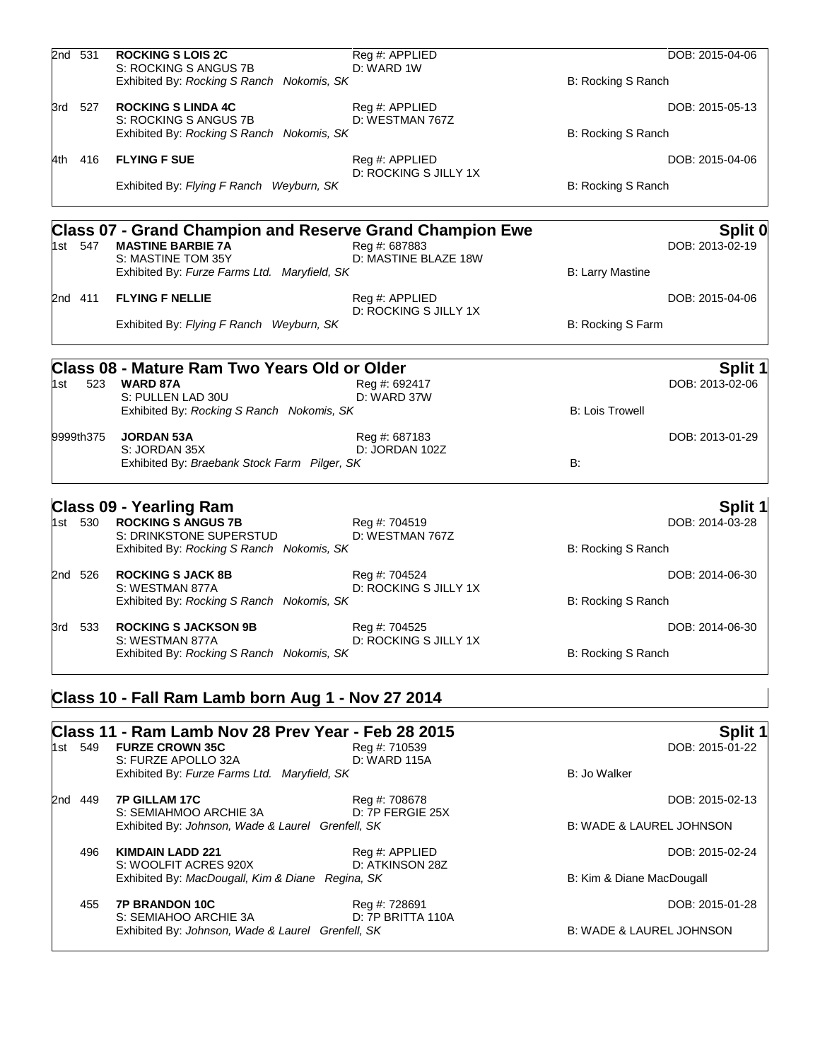2nd 531 **ROCKING S LOIS 2C** Reg #: APPLIED DOB: 2015-04-06
S: ROCKING S ANGUS 7B D: WARD 1W
Exhibited By: *Rocking S Ranch Nokomis, SK* B: Rocking S Ranch

3rd 527 **ROCKING S LINDA 4C** Reg #: APPLIED DOB: 2015-05-13
S: ROCKING S ANGUS 7B D: WESTMAN 767Z
Exhibited By: *Rocking S Ranch Nokomis, SK* B: Rocking S Ranch

4th 416 **FLYING F SUE** Reg #: APPLIED DOB: 2015-04-06
D: ROCKING S JILLY 1X
Exhibited By: *Flying F Ranch Weyburn, SK* B: Rocking S Ranch

## Class 07 - Grand Champion and Reserve Grand Champion Ewe — Split 0

1st 547 **MASTINE BARBIE 7A** Reg #: 687883 DOB: 2013-02-19
S: MASTINE TOM 35Y D: MASTINE BLAZE 18W
Exhibited By: *Furze Farms Ltd. Maryfield, SK* B: Larry Mastine

2nd 411 **FLYING F NELLIE** Reg #: APPLIED DOB: 2015-04-06
D: ROCKING S JILLY 1X
Exhibited By: *Flying F Ranch Weyburn, SK* B: Rocking S Farm

## Class 08 - Mature Ram Two Years Old or Older — Split 1

1st 523 **WARD 87A** Reg #: 692417 DOB: 2013-02-06
S: PULLEN LAD 30U D: WARD 37W
Exhibited By: *Rocking S Ranch Nokomis, SK* B: Lois Trowell

9999th375 **JORDAN 53A** Reg #: 687183 DOB: 2013-01-29
S: JORDAN 35X D: JORDAN 102Z
Exhibited By: *Braebank Stock Farm Pilger, SK* B:

## Class 09 - Yearling Ram — Split 1

1st 530 **ROCKING S ANGUS 7B** Reg #: 704519 DOB: 2014-03-28
S: DRINKSTONE SUPERSTUD D: WESTMAN 767Z
Exhibited By: *Rocking S Ranch Nokomis, SK* B: Rocking S Ranch

2nd 526 **ROCKING S JACK 8B** Reg #: 704524 DOB: 2014-06-30
S: WESTMAN 877A D: ROCKING S JILLY 1X
Exhibited By: *Rocking S Ranch Nokomis, SK* B: Rocking S Ranch

3rd 533 **ROCKING S JACKSON 9B** Reg #: 704525 DOB: 2014-06-30
S: WESTMAN 877A D: ROCKING S JILLY 1X
Exhibited By: *Rocking S Ranch Nokomis, SK* B: Rocking S Ranch

## Class 10 - Fall Ram Lamb born Aug 1 - Nov 27 2014

## Class 11 - Ram Lamb Nov 28 Prev Year - Feb 28 2015 — Split 1

1st 549 **FURZE CROWN 35C** Reg #: 710539 DOB: 2015-01-22
S: FURZE APOLLO 32A D: WARD 115A
Exhibited By: *Furze Farms Ltd. Maryfield, SK* B: Jo Walker

2nd 449 **7P GILLAM 17C** Reg #: 708678 DOB: 2015-02-13
S: SEMIAHMOO ARCHIE 3A D: 7P FERGIE 25X
Exhibited By: *Johnson, Wade & Laurel Grenfell, SK* B: WADE & LAUREL JOHNSON

496 **KIMDAIN LADD 221** Reg #: APPLIED DOB: 2015-02-24
S: WOOLFIT ACRES 920X D: ATKINSON 28Z
Exhibited By: *MacDougall, Kim & Diane Regina, SK* B: Kim & Diane MacDougall

455 **7P BRANDON 10C** Reg #: 728691 DOB: 2015-01-28
S: SEMIAHOO ARCHIE 3A D: 7P BRITTA 110A
Exhibited By: *Johnson, Wade & Laurel Grenfell, SK* B: WADE & LAUREL JOHNSON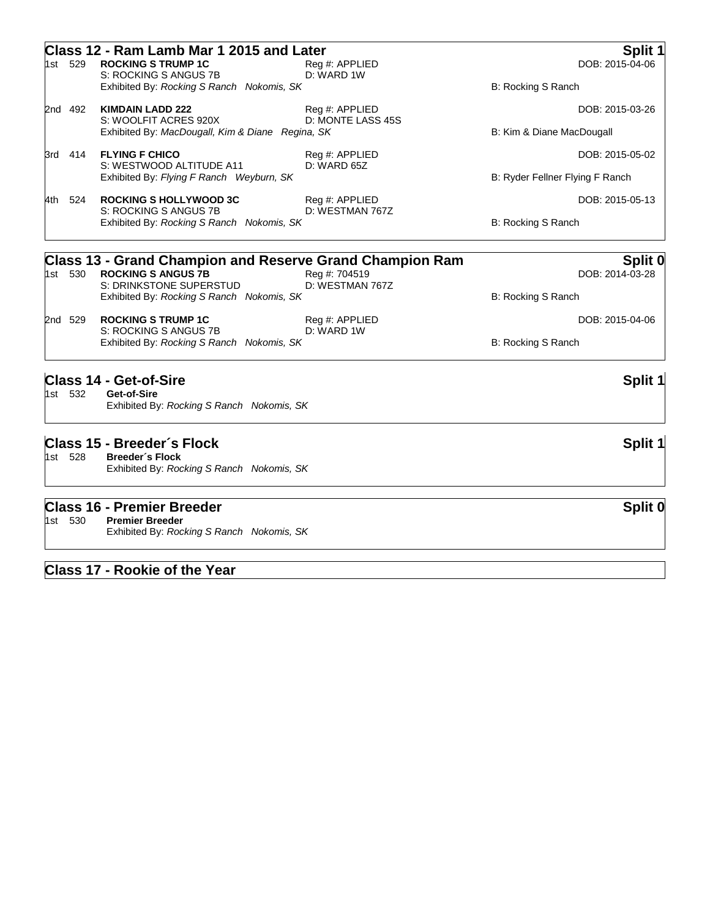## Class 12 - Ram Lamb Mar 1 2015 and Later

**Split 1**

1st 529 **ROCKING S TRUMP 1C** Reg #: APPLIED DOB: 2015-04-06
S: ROCKING S ANGUS 7B D: WARD 1W
Exhibited By: *Rocking S Ranch Nokomis, SK* B: Rocking S Ranch

2nd 492 **KIMDAIN LADD 222** Reg #: APPLIED DOB: 2015-03-26
S: WOOLFIT ACRES 920X D: MONTE LASS 45S
Exhibited By: *MacDougall, Kim & Diane Regina, SK* B: Kim & Diane MacDougall

3rd 414 **FLYING F CHICO** Reg #: APPLIED DOB: 2015-05-02
S: WESTWOOD ALTITUDE A11 D: WARD 65Z
Exhibited By: *Flying F Ranch Weyburn, SK* B: Ryder Fellner Flying F Ranch

4th 524 **ROCKING S HOLLYWOOD 3C** Reg #: APPLIED DOB: 2015-05-13
S: ROCKING S ANGUS 7B D: WESTMAN 767Z
Exhibited By: *Rocking S Ranch Nokomis, SK* B: Rocking S Ranch

## Class 13 - Grand Champion and Reserve Grand Champion Ram

**Split 0**

1st 530 **ROCKING S ANGUS 7B** Reg #: 704519 DOB: 2014-03-28
S: DRINKSTONE SUPERSTUD D: WESTMAN 767Z
Exhibited By: *Rocking S Ranch Nokomis, SK* B: Rocking S Ranch

2nd 529 **ROCKING S TRUMP 1C** Reg #: APPLIED DOB: 2015-04-06
S: ROCKING S ANGUS 7B D: WARD 1W
Exhibited By: *Rocking S Ranch Nokomis, SK* B: Rocking S Ranch

## Class 14 - Get-of-Sire

**Split 1**

1st 532 **Get-of-Sire**
Exhibited By: *Rocking S Ranch Nokomis, SK*

## Class 15 - Breeder´s Flock

**Split 1**

1st 528 **Breeder´s Flock**
Exhibited By: *Rocking S Ranch Nokomis, SK*

## Class 16 - Premier Breeder

**Split 0**

1st 530 **Premier Breeder**
Exhibited By: *Rocking S Ranch Nokomis, SK*

## Class 17 - Rookie of the Year